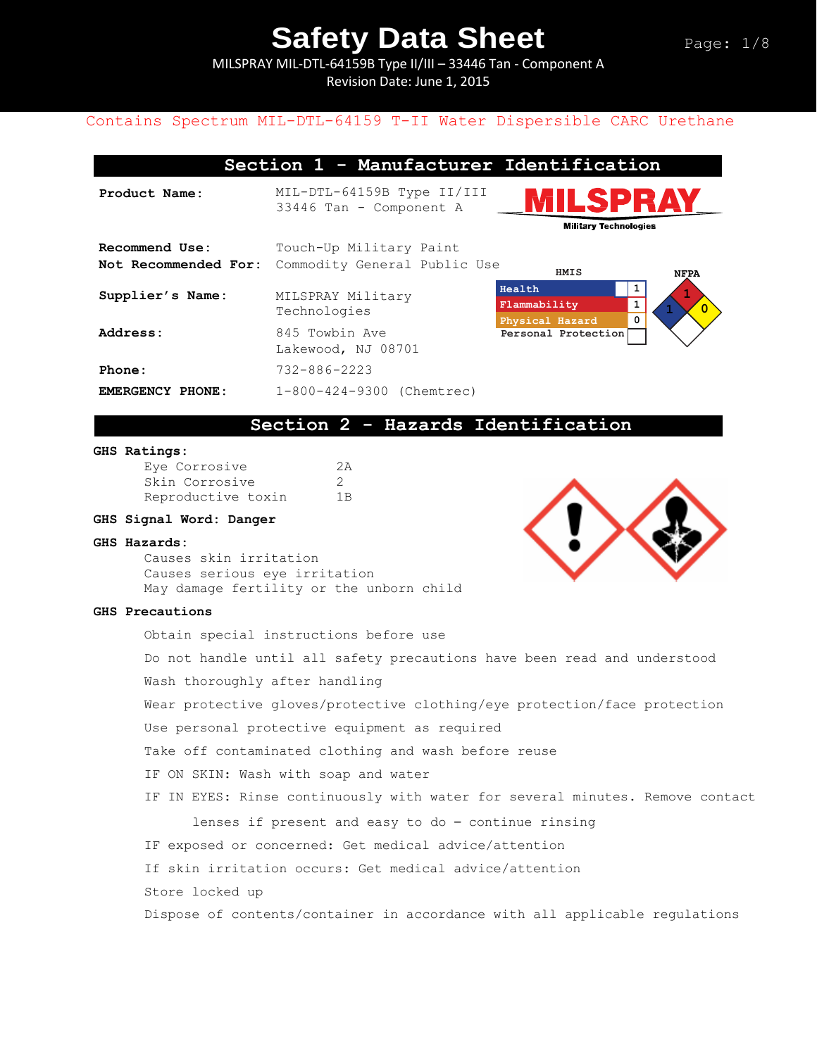# Safety Data Sheet

MILSPRAY MIL-DTL-64159B Type II/III – 33446 Tan - Component A
Revision Date: June 1, 2015

Contains Spectrum MIL-DTL-64159 T-II Water Dispersible CARC Urethane

## Section 1 - Manufacturer Identification

**Product Name:** MIL-DTL-64159B Type II/III 33446 Tan - Component A

MILSPRAY Military Technologies

**Recommend Use:** Touch-Up Military Paint
**Not Recommended For:** Commodity General Public Use

**Supplier's Name:** MILSPRAY Military Technologies

**Address:** 845 Towbin Ave
Lakewood, NJ 08701

**Phone:** 732-886-2223

**EMERGENCY PHONE:** 1-800-424-9300 (Chemtrec)

HMIS

| | |
|---|---|
| Health | 1 |
| Flammability | 1 |
| Physical Hazard | 0 |
| Personal Protection | |

NFPA: Flammability 1, Health 1, Reactivity 0

## Section 2 - Hazards Identification

**GHS Ratings:**

| | |
|---|---|
| Eye Corrosive | 2A |
| Skin Corrosive | 2 |
| Reproductive toxin | 1B |

**GHS Signal Word: Danger**

**GHS Hazards:**

Causes skin irritation
Causes serious eye irritation
May damage fertility or the unborn child

**GHS Precautions**

Obtain special instructions before use

Do not handle until all safety precautions have been read and understood

Wash thoroughly after handling

Wear protective gloves/protective clothing/eye protection/face protection

Use personal protective equipment as required

Take off contaminated clothing and wash before reuse

IF ON SKIN: Wash with soap and water

IF IN EYES: Rinse continuously with water for several minutes. Remove contact lenses if present and easy to do – continue rinsing

IF exposed or concerned: Get medical advice/attention

If skin irritation occurs: Get medical advice/attention

Store locked up

Dispose of contents/container in accordance with all applicable regulations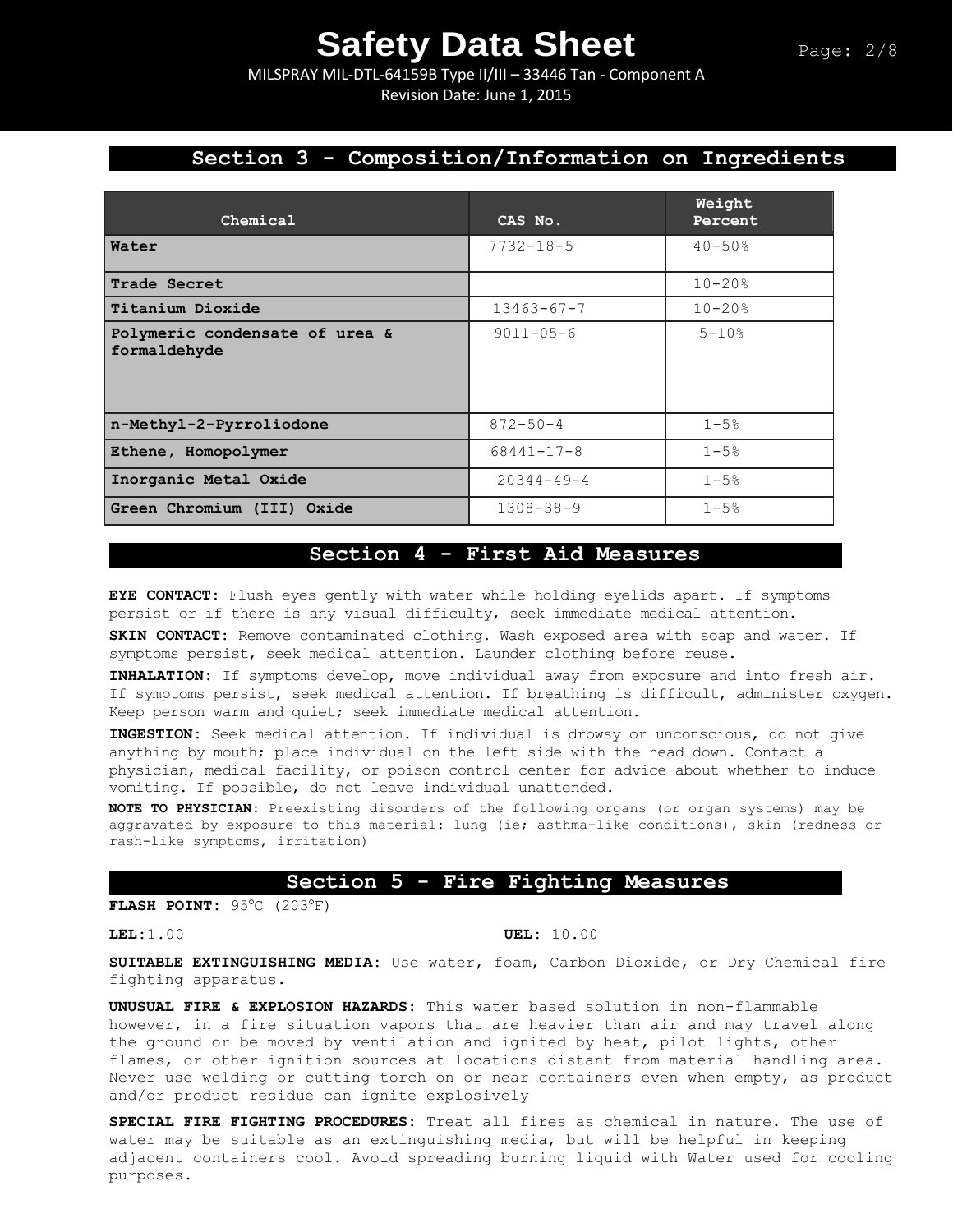## Section 3 - Composition/Information on Ingredients

| Chemical | CAS No. | Weight Percent |
|---|---|---|
| Water | 7732-18-5 | 40-50% |
| Trade Secret | | 10-20% |
| Titanium Dioxide | 13463-67-7 | 10-20% |
| Polymeric condensate of urea & formaldehyde | 9011-05-6 | 5-10% |
| n-Methyl-2-Pyrroliodone | 872-50-4 | 1-5% |
| Ethene, Homopolymer | 68441-17-8 | 1-5% |
| Inorganic Metal Oxide | 20344-49-4 | 1-5% |
| Green Chromium (III) Oxide | 1308-38-9 | 1-5% |

## Section 4 - First Aid Measures

**EYE CONTACT:** Flush eyes gently with water while holding eyelids apart. If symptoms persist or if there is any visual difficulty, seek immediate medical attention.

**SKIN CONTACT:** Remove contaminated clothing. Wash exposed area with soap and water. If symptoms persist, seek medical attention. Launder clothing before reuse.

**INHALATION:** If symptoms develop, move individual away from exposure and into fresh air. If symptoms persist, seek medical attention. If breathing is difficult, administer oxygen. Keep person warm and quiet; seek immediate medical attention.

**INGESTION:** Seek medical attention. If individual is drowsy or unconscious, do not give anything by mouth; place individual on the left side with the head down. Contact a physician, medical facility, or poison control center for advice about whether to induce vomiting. If possible, do not leave individual unattended.

**NOTE TO PHYSICIAN:** Preexisting disorders of the following organs (or organ systems) may be aggravated by exposure to this material: lung (ie; asthma-like conditions), skin (redness or rash-like symptoms, irritation)

## Section 5 - Fire Fighting Measures

**FLASH POINT:** 95°C (203°F)

**LEL:** 1.00 **UEL:** 10.00

**SUITABLE EXTINGUISHING MEDIA:** Use water, foam, Carbon Dioxide, or Dry Chemical fire fighting apparatus.

**UNUSUAL FIRE & EXPLOSION HAZARDS:** This water based solution in non-flammable however, in a fire situation vapors that are heavier than air and may travel along the ground or be moved by ventilation and ignited by heat, pilot lights, other flames, or other ignition sources at locations distant from material handling area. Never use welding or cutting torch on or near containers even when empty, as product and/or product residue can ignite explosively

**SPECIAL FIRE FIGHTING PROCEDURES:** Treat all fires as chemical in nature. The use of water may be suitable as an extinguishing media, but will be helpful in keeping adjacent containers cool. Avoid spreading burning liquid with Water used for cooling purposes.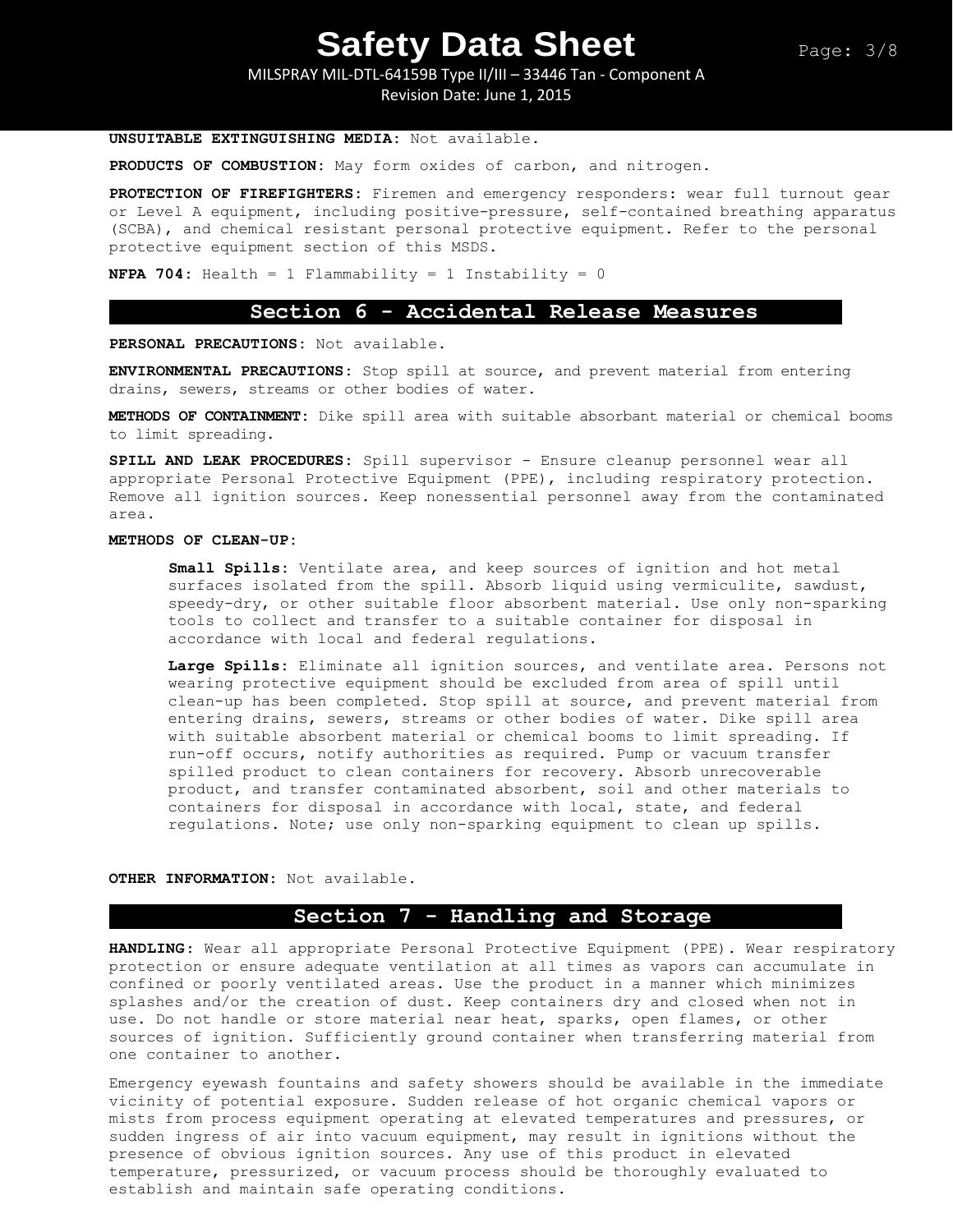**UNSUITABLE EXTINGUISHING MEDIA:** Not available.

**PRODUCTS OF COMBUSTION:** May form oxides of carbon, and nitrogen.

**PROTECTION OF FIREFIGHTERS:** Firemen and emergency responders: wear full turnout gear or Level A equipment, including positive-pressure, self-contained breathing apparatus (SCBA), and chemical resistant personal protective equipment. Refer to the personal protective equipment section of this MSDS.

**NFPA 704:** Health = 1 Flammability = 1 Instability = 0

## Section 6 - Accidental Release Measures

**PERSONAL PRECAUTIONS:** Not available.

**ENVIRONMENTAL PRECAUTIONS:** Stop spill at source, and prevent material from entering drains, sewers, streams or other bodies of water.

**METHODS OF CONTAINMENT:** Dike spill area with suitable absorbant material or chemical booms to limit spreading.

**SPILL AND LEAK PROCEDURES:** Spill supervisor - Ensure cleanup personnel wear all appropriate Personal Protective Equipment (PPE), including respiratory protection. Remove all ignition sources. Keep nonessential personnel away from the contaminated area.

**METHODS OF CLEAN-UP:**

**Small Spills:** Ventilate area, and keep sources of ignition and hot metal surfaces isolated from the spill. Absorb liquid using vermiculite, sawdust, speedy-dry, or other suitable floor absorbent material. Use only non-sparking tools to collect and transfer to a suitable container for disposal in accordance with local and federal regulations.

**Large Spills:** Eliminate all ignition sources, and ventilate area. Persons not wearing protective equipment should be excluded from area of spill until clean-up has been completed. Stop spill at source, and prevent material from entering drains, sewers, streams or other bodies of water. Dike spill area with suitable absorbent material or chemical booms to limit spreading. If run-off occurs, notify authorities as required. Pump or vacuum transfer spilled product to clean containers for recovery. Absorb unrecoverable product, and transfer contaminated absorbent, soil and other materials to containers for disposal in accordance with local, state, and federal regulations. Note; use only non-sparking equipment to clean up spills.

**OTHER INFORMATION:** Not available.

## Section 7 - Handling and Storage

**HANDLING:** Wear all appropriate Personal Protective Equipment (PPE). Wear respiratory protection or ensure adequate ventilation at all times as vapors can accumulate in confined or poorly ventilated areas. Use the product in a manner which minimizes splashes and/or the creation of dust. Keep containers dry and closed when not in use. Do not handle or store material near heat, sparks, open flames, or other sources of ignition. Sufficiently ground container when transferring material from one container to another.

Emergency eyewash fountains and safety showers should be available in the immediate vicinity of potential exposure. Sudden release of hot organic chemical vapors or mists from process equipment operating at elevated temperatures and pressures, or sudden ingress of air into vacuum equipment, may result in ignitions without the presence of obvious ignition sources. Any use of this product in elevated temperature, pressurized, or vacuum process should be thoroughly evaluated to establish and maintain safe operating conditions.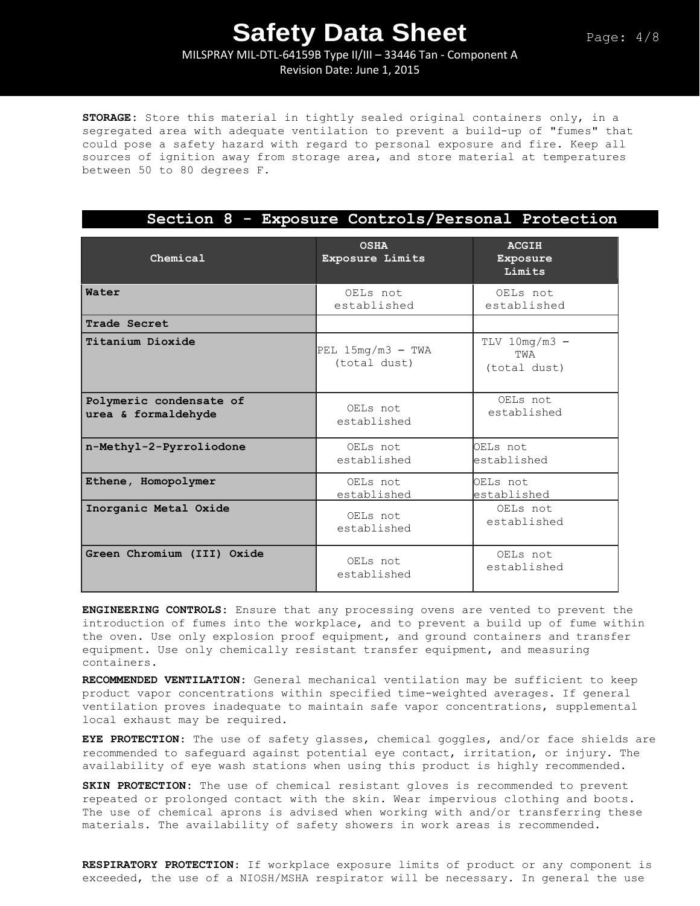**STORAGE:** Store this material in tightly sealed original containers only, in a segregated area with adequate ventilation to prevent a build-up of "fumes" that could pose a safety hazard with regard to personal exposure and fire. Keep all sources of ignition away from storage area, and store material at temperatures between 50 to 80 degrees F.

## Section 8 - Exposure Controls/Personal Protection

| Chemical | OSHA Exposure Limits | ACGIH Exposure Limits |
|---|---|---|
| **Water** | OELs not established | OELs not established |
| **Trade Secret** | | |
| **Titanium Dioxide** | PEL 15mg/m3 – TWA (total dust) | TLV 10mg/m3 – TWA (total dust) |
| **Polymeric condensate of urea & formaldehyde** | OELs not established | OELs not established |
| **n-Methyl-2-Pyrroliodone** | OELs not established | OELs not established |
| **Ethene, Homopolymer** | OELs not established | OELs not established |
| **Inorganic Metal Oxide** | OELs not established | OELs not established |
| **Green Chromium (III) Oxide** | OELs not established | OELs not established |

**ENGINEERING CONTROLS:** Ensure that any processing ovens are vented to prevent the introduction of fumes into the workplace, and to prevent a build up of fume within the oven. Use only explosion proof equipment, and ground containers and transfer equipment. Use only chemically resistant transfer equipment, and measuring containers.

**RECOMMENDED VENTILATION:** General mechanical ventilation may be sufficient to keep product vapor concentrations within specified time-weighted averages. If general ventilation proves inadequate to maintain safe vapor concentrations, supplemental local exhaust may be required.

**EYE PROTECTION:** The use of safety glasses, chemical goggles, and/or face shields are recommended to safeguard against potential eye contact, irritation, or injury. The availability of eye wash stations when using this product is highly recommended.

**SKIN PROTECTION:** The use of chemical resistant gloves is recommended to prevent repeated or prolonged contact with the skin. Wear impervious clothing and boots. The use of chemical aprons is advised when working with and/or transferring these materials. The availability of safety showers in work areas is recommended.

**RESPIRATORY PROTECTION:** If workplace exposure limits of product or any component is exceeded, the use of a NIOSH/MSHA respirator will be necessary. In general the use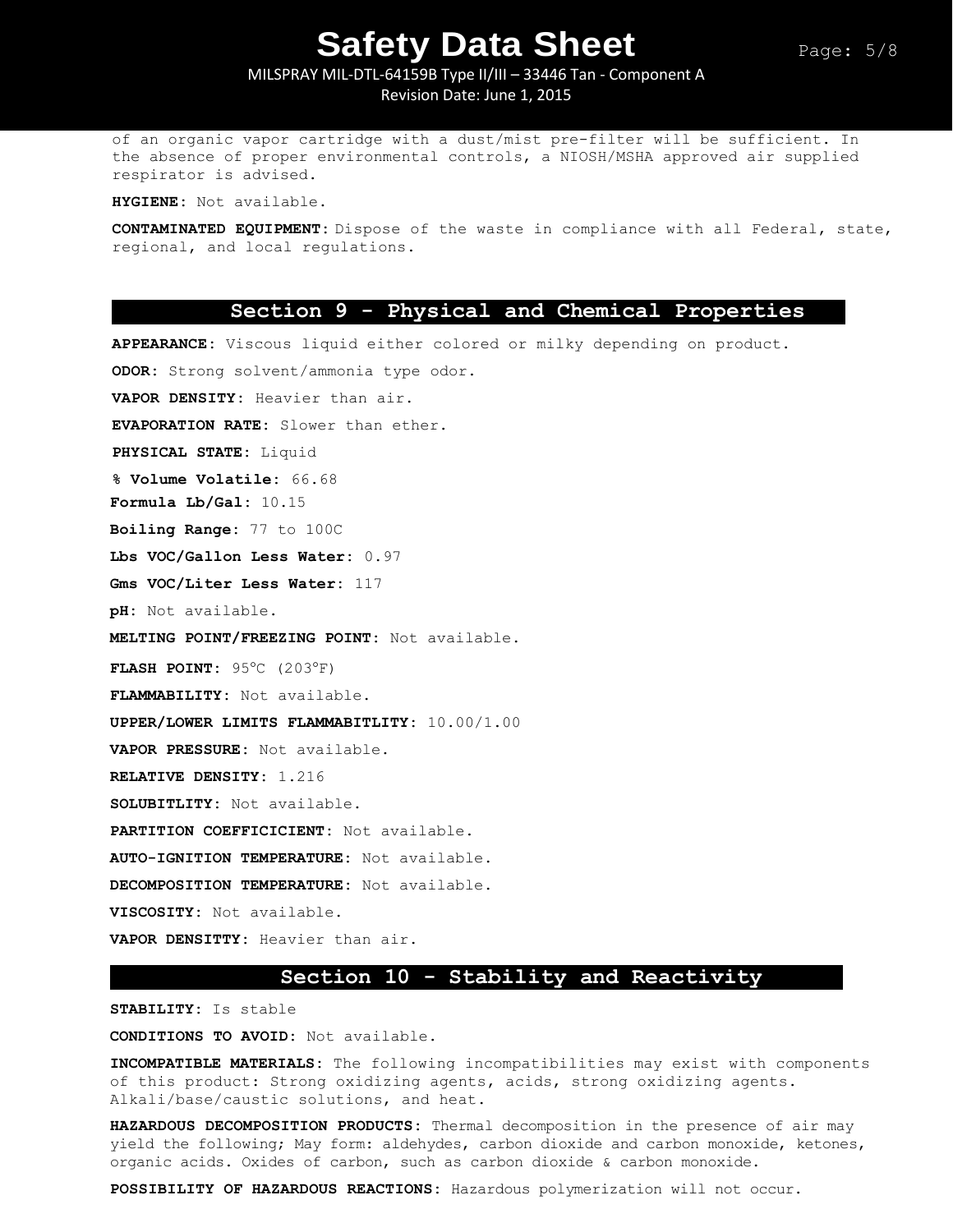of an organic vapor cartridge with a dust/mist pre-filter will be sufficient. In the absence of proper environmental controls, a NIOSH/MSHA approved air supplied respirator is advised.

**HYGIENE:** Not available.

**CONTAMINATED EQUIPMENT:** Dispose of the waste in compliance with all Federal, state, regional, and local regulations.

## Section 9 - Physical and Chemical Properties

**APPEARANCE:** Viscous liquid either colored or milky depending on product.

**ODOR:** Strong solvent/ammonia type odor.

**VAPOR DENSITY:** Heavier than air.

**EVAPORATION RATE:** Slower than ether.

**PHYSICAL STATE:** Liquid

**% Volume Volatile:** 66.68

**Formula Lb/Gal:** 10.15

**Boiling Range:** 77 to 100C

**Lbs VOC/Gallon Less Water:** 0.97

**Gms VOC/Liter Less Water:** 117

**pH:** Not available.

**MELTING POINT/FREEZING POINT:** Not available.

**FLASH POINT:** 95°C (203°F)

**FLAMMABILITY:** Not available.

**UPPER/LOWER LIMITS FLAMMABITLITY:** 10.00/1.00

**VAPOR PRESSURE:** Not available.

**RELATIVE DENSITY:** 1.216

**SOLUBITLITY:** Not available.

**PARTITION COEFFICICIENT:** Not available.

**AUTO-IGNITION TEMPERATURE:** Not available.

**DECOMPOSITION TEMPERATURE:** Not available.

**VISCOSITY:** Not available.

**VAPOR DENSITTY:** Heavier than air.

## Section 10 - Stability and Reactivity

**STABILITY:** Is stable

**CONDITIONS TO AVOID:** Not available.

**INCOMPATIBLE MATERIALS:** The following incompatibilities may exist with components of this product: Strong oxidizing agents, acids, strong oxidizing agents. Alkali/base/caustic solutions, and heat.

**HAZARDOUS DECOMPOSITION PRODUCTS:** Thermal decomposition in the presence of air may yield the following; May form: aldehydes, carbon dioxide and carbon monoxide, ketones, organic acids. Oxides of carbon, such as carbon dioxide & carbon monoxide.

**POSSIBILITY OF HAZARDOUS REACTIONS:** Hazardous polymerization will not occur.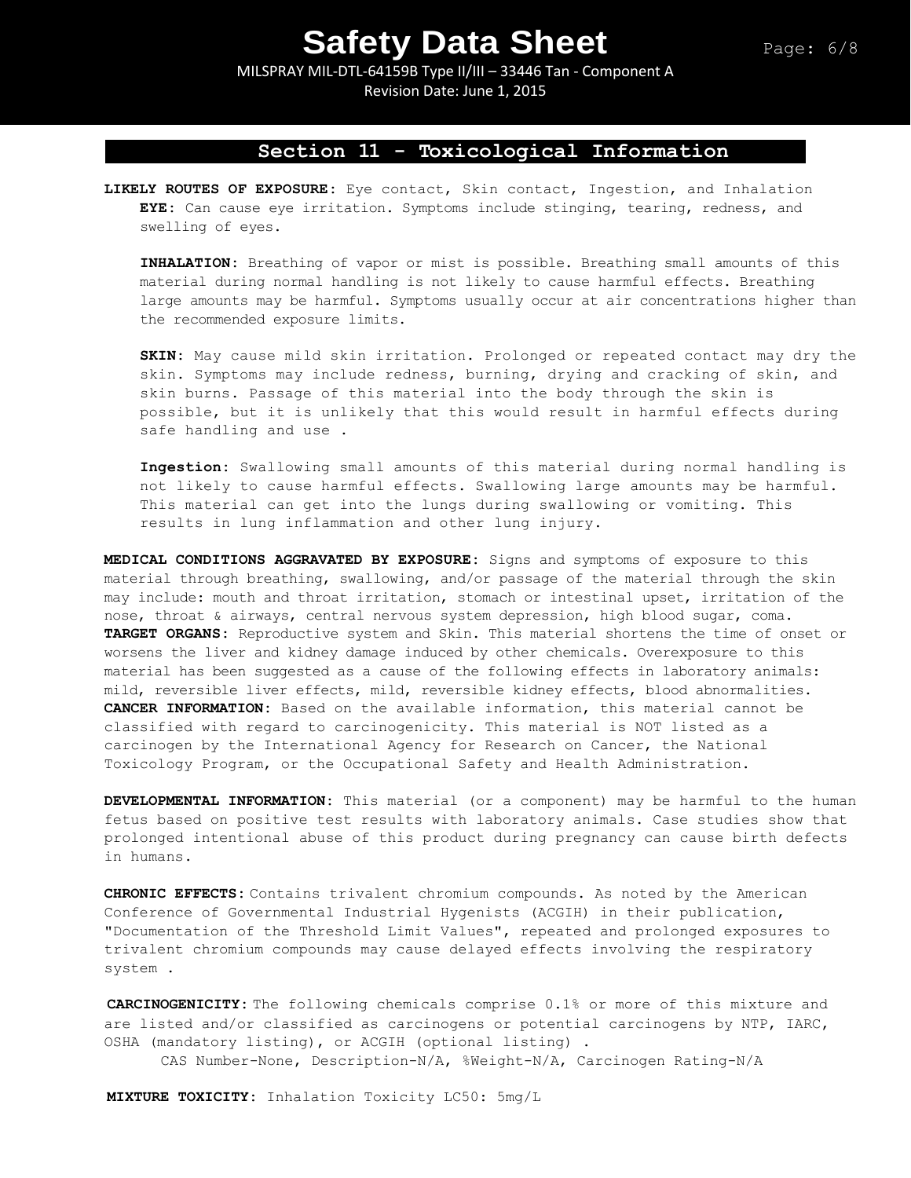## Section 11 - Toxicological Information

**LIKELY ROUTES OF EXPOSURE:** Eye contact, Skin contact, Ingestion, and Inhalation

**EYE:** Can cause eye irritation. Symptoms include stinging, tearing, redness, and swelling of eyes.

**INHALATION:** Breathing of vapor or mist is possible. Breathing small amounts of this material during normal handling is not likely to cause harmful effects. Breathing large amounts may be harmful. Symptoms usually occur at air concentrations higher than the recommended exposure limits.

**SKIN:** May cause mild skin irritation. Prolonged or repeated contact may dry the skin. Symptoms may include redness, burning, drying and cracking of skin, and skin burns. Passage of this material into the body through the skin is possible, but it is unlikely that this would result in harmful effects during safe handling and use .

**Ingestion:** Swallowing small amounts of this material during normal handling is not likely to cause harmful effects. Swallowing large amounts may be harmful. This material can get into the lungs during swallowing or vomiting. This results in lung inflammation and other lung injury.

**MEDICAL CONDITIONS AGGRAVATED BY EXPOSURE:** Signs and symptoms of exposure to this material through breathing, swallowing, and/or passage of the material through the skin may include: mouth and throat irritation, stomach or intestinal upset, irritation of the nose, throat & airways, central nervous system depression, high blood sugar, coma.
**TARGET ORGANS:** Reproductive system and Skin. This material shortens the time of onset or worsens the liver and kidney damage induced by other chemicals. Overexposure to this material has been suggested as a cause of the following effects in laboratory animals: mild, reversible liver effects, mild, reversible kidney effects, blood abnormalities.
**CANCER INFORMATION:** Based on the available information, this material cannot be classified with regard to carcinogenicity. This material is NOT listed as a carcinogen by the International Agency for Research on Cancer, the National Toxicology Program, or the Occupational Safety and Health Administration.

**DEVELOPMENTAL INFORMATION:** This material (or a component) may be harmful to the human fetus based on positive test results with laboratory animals. Case studies show that prolonged intentional abuse of this product during pregnancy can cause birth defects in humans.

**CHRONIC EFFECTS:** Contains trivalent chromium compounds. As noted by the American Conference of Governmental Industrial Hygenists (ACGIH) in their publication, "Documentation of the Threshold Limit Values", repeated and prolonged exposures to trivalent chromium compounds may cause delayed effects involving the respiratory system .

**CARCINOGENICITY:** The following chemicals comprise 0.1% or more of this mixture and are listed and/or classified as carcinogens or potential carcinogens by NTP, IARC, OSHA (mandatory listing), or ACGIH (optional listing) .

CAS Number-None, Description-N/A, %Weight-N/A, Carcinogen Rating-N/A

**MIXTURE TOXICITY:** Inhalation Toxicity LC50: 5mg/L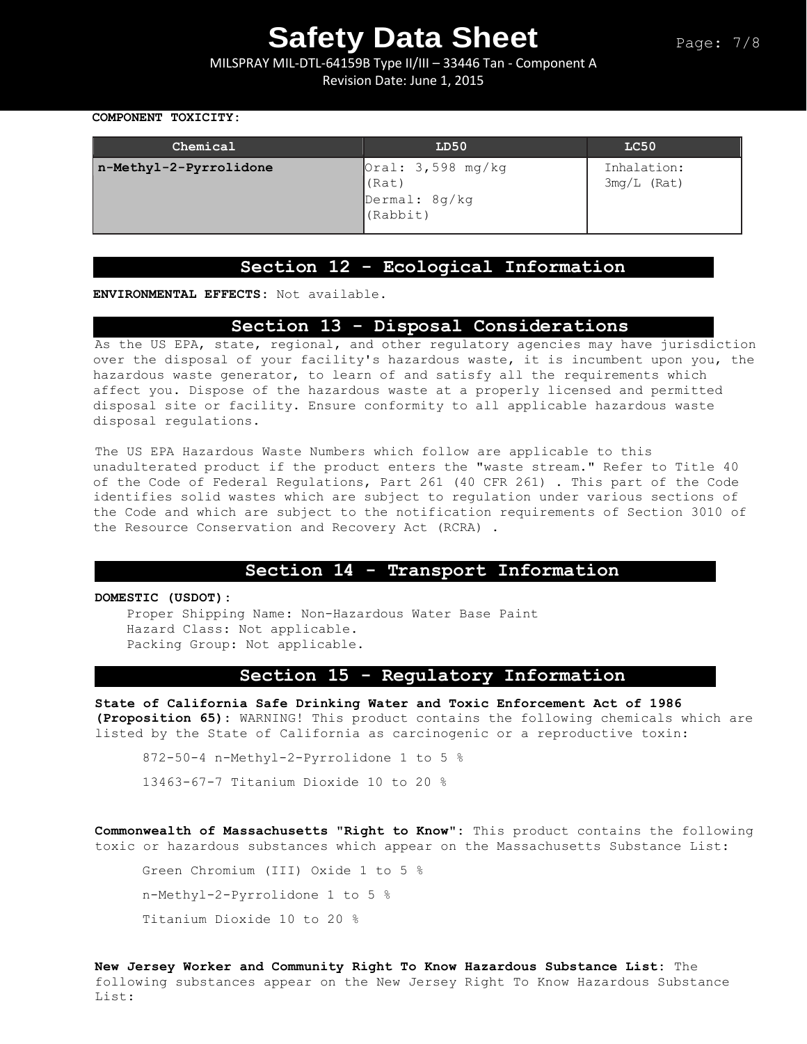**COMPONENT TOXICITY:**

| Chemical | LD50 | LC50 |
| --- | --- | --- |
| n-Methyl-2-Pyrrolidone | Oral: 3,598 mg/kg (Rat)<br>Dermal: 8g/kg (Rabbit) | Inhalation: 3mg/L (Rat) |

## Section 12 - Ecological Information

**ENVIRONMENTAL EFFECTS:** Not available.

## Section 13 - Disposal Considerations

As the US EPA, state, regional, and other regulatory agencies may have jurisdiction over the disposal of your facility's hazardous waste, it is incumbent upon you, the hazardous waste generator, to learn of and satisfy all the requirements which affect you. Dispose of the hazardous waste at a properly licensed and permitted disposal site or facility. Ensure conformity to all applicable hazardous waste disposal regulations.

The US EPA Hazardous Waste Numbers which follow are applicable to this unadulterated product if the product enters the "waste stream." Refer to Title 40 of the Code of Federal Regulations, Part 261 (40 CFR 261) . This part of the Code identifies solid wastes which are subject to regulation under various sections of the Code and which are subject to the notification requirements of Section 3010 of the Resource Conservation and Recovery Act (RCRA) .

## Section 14 - Transport Information

**DOMESTIC (USDOT):**

Proper Shipping Name: Non-Hazardous Water Base Paint
Hazard Class: Not applicable.
Packing Group: Not applicable.

## Section 15 - Regulatory Information

**State of California Safe Drinking Water and Toxic Enforcement Act of 1986 (Proposition 65):** WARNING! This product contains the following chemicals which are listed by the State of California as carcinogenic or a reproductive toxin:

872-50-4 n-Methyl-2-Pyrrolidone 1 to 5 %

13463-67-7 Titanium Dioxide 10 to 20 %

**Commonwealth of Massachusetts "Right to Know":** This product contains the following toxic or hazardous substances which appear on the Massachusetts Substance List:

Green Chromium (III) Oxide 1 to 5 %

n-Methyl-2-Pyrrolidone 1 to 5 %

Titanium Dioxide 10 to 20 %

**New Jersey Worker and Community Right To Know Hazardous Substance List:** The following substances appear on the New Jersey Right To Know Hazardous Substance List: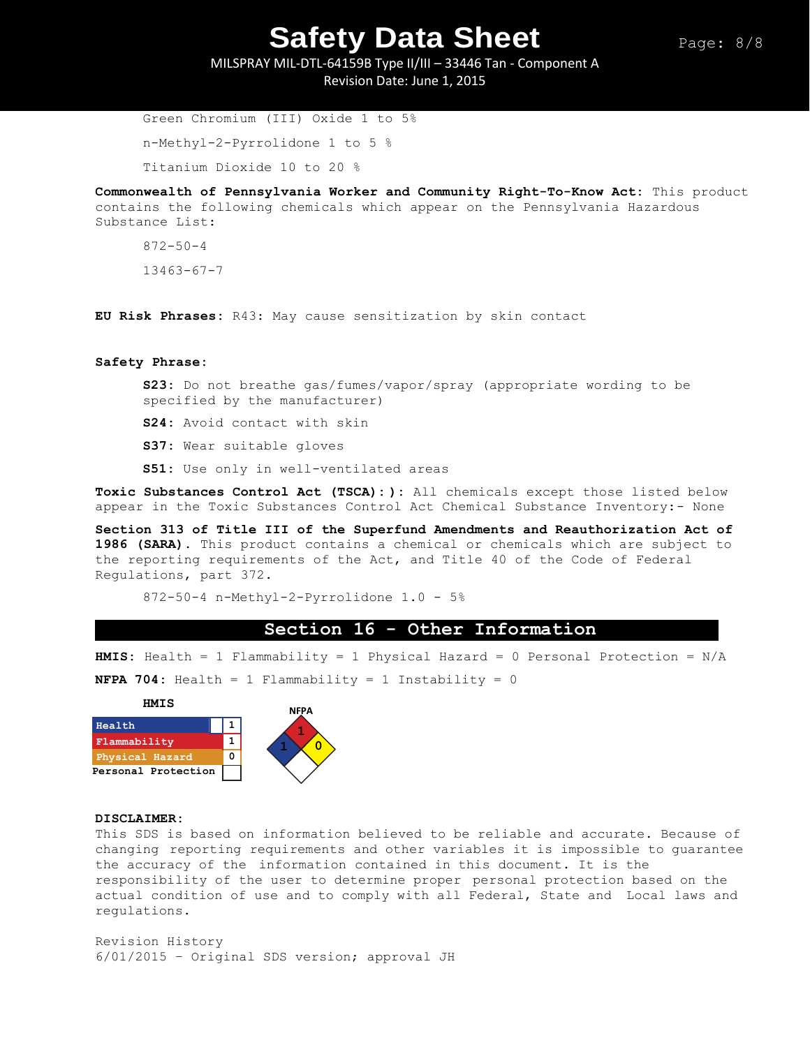Green Chromium (III) Oxide 1 to 5%

n-Methyl-2-Pyrrolidone 1 to 5 %

Titanium Dioxide 10 to 20 %

**Commonwealth of Pennsylvania Worker and Community Right-To-Know Act:** This product contains the following chemicals which appear on the Pennsylvania Hazardous Substance List:

872-50-4

13463-67-7

**EU Risk Phrases:** R43: May cause sensitization by skin contact

**Safety Phrase:**

**S23:** Do not breathe gas/fumes/vapor/spray (appropriate wording to be specified by the manufacturer)

**S24:** Avoid contact with skin

**S37:** Wear suitable gloves

**S51:** Use only in well-ventilated areas

**Toxic Substances Control Act (TSCA):):** All chemicals except those listed below appear in the Toxic Substances Control Act Chemical Substance Inventory:- None

**Section 313 of Title III of the Superfund Amendments and Reauthorization Act of 1986 (SARA).** This product contains a chemical or chemicals which are subject to the reporting requirements of the Act, and Title 40 of the Code of Federal Regulations, part 372.

872-50-4 n-Methyl-2-Pyrrolidone 1.0 - 5%

## Section 16 - Other Information

**HMIS:** Health = 1 Flammability = 1 Physical Hazard = 0 Personal Protection = N/A

**NFPA 704:** Health = 1 Flammability = 1 Instability = 0

**HMIS**

| | |
|---|---|
| Health | 1 |
| Flammability | 1 |
| Physical Hazard | 0 |
| Personal Protection | |

NFPA

1

1

0

**DISCLAIMER:**
This SDS is based on information believed to be reliable and accurate. Because of changing reporting requirements and other variables it is impossible to guarantee the accuracy of the information contained in this document. It is the responsibility of the user to determine proper personal protection based on the actual condition of use and to comply with all Federal, State and Local laws and regulations.

Revision History
6/01/2015 - Original SDS version; approval JH